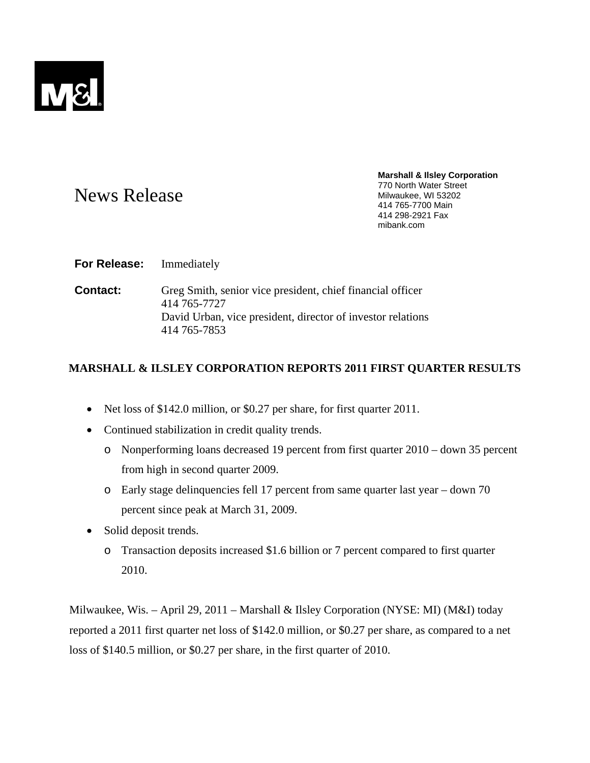M&I

# News Release

**Marshall & Ilsley Corporation**
770 North Water Street
Milwaukee, WI 53202
414 765-7700 Main
414 298-2921 Fax
mibank.com

**For Release:** Immediately

**Contact:** Greg Smith, senior vice president, chief financial officer
414 765-7727
David Urban, vice president, director of investor relations
414 765-7853

## MARSHALL & ILSLEY CORPORATION REPORTS 2011 FIRST QUARTER RESULTS

- Net loss of $142.0 million, or $0.27 per share, for first quarter 2011.
- Continued stabilization in credit quality trends.
  - Nonperforming loans decreased 19 percent from first quarter 2010 – down 35 percent from high in second quarter 2009.
  - Early stage delinquencies fell 17 percent from same quarter last year – down 70 percent since peak at March 31, 2009.
- Solid deposit trends.
  - Transaction deposits increased $1.6 billion or 7 percent compared to first quarter 2010.

Milwaukee, Wis. – April 29, 2011 – Marshall & Ilsley Corporation (NYSE: MI) (M&I) today reported a 2011 first quarter net loss of $142.0 million, or $0.27 per share, as compared to a net loss of $140.5 million, or $0.27 per share, in the first quarter of 2010.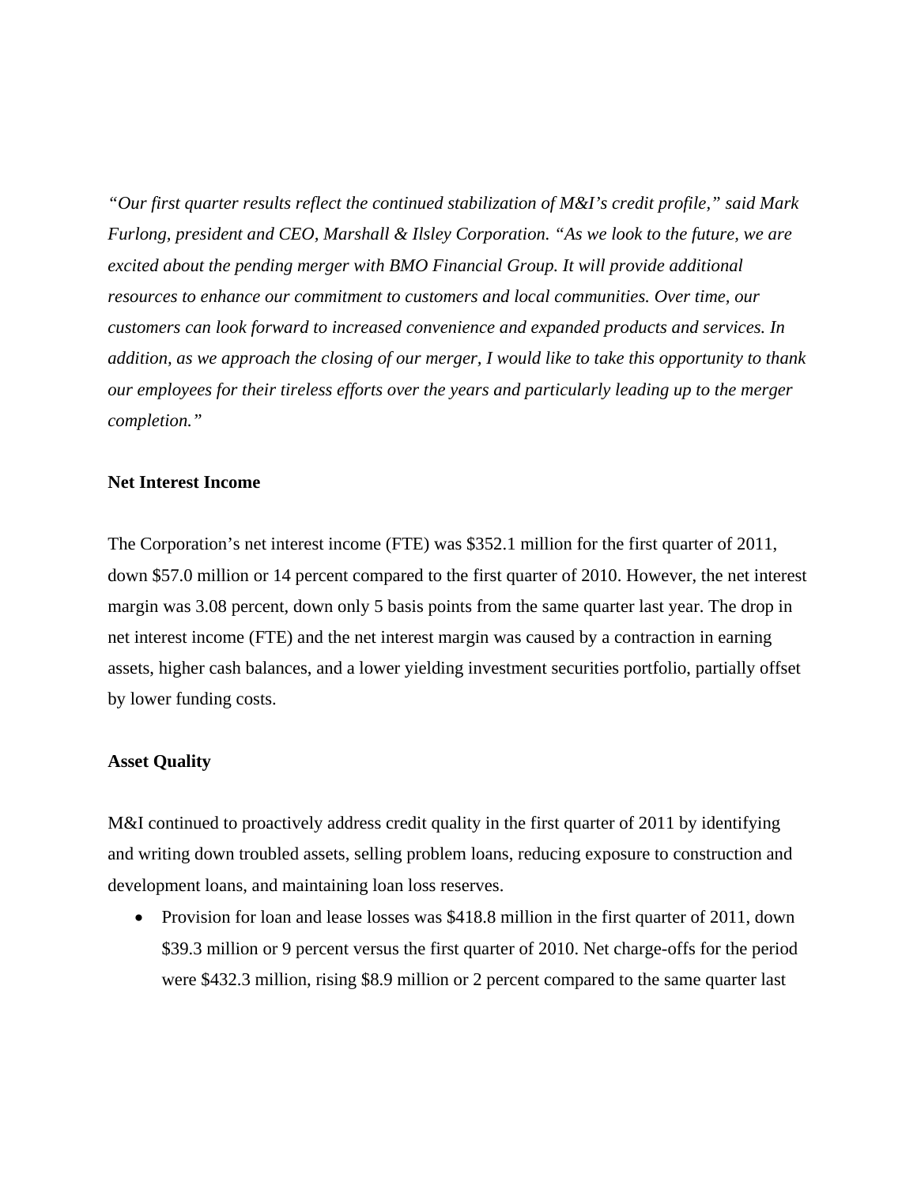*"Our first quarter results reflect the continued stabilization of M&I's credit profile," said Mark Furlong, president and CEO, Marshall & Ilsley Corporation. "As we look to the future, we are excited about the pending merger with BMO Financial Group. It will provide additional resources to enhance our commitment to customers and local communities. Over time, our customers can look forward to increased convenience and expanded products and services. In addition, as we approach the closing of our merger, I would like to take this opportunity to thank our employees for their tireless efforts over the years and particularly leading up to the merger completion."*

**Net Interest Income**

The Corporation's net interest income (FTE) was $352.1 million for the first quarter of 2011, down $57.0 million or 14 percent compared to the first quarter of 2010. However, the net interest margin was 3.08 percent, down only 5 basis points from the same quarter last year. The drop in net interest income (FTE) and the net interest margin was caused by a contraction in earning assets, higher cash balances, and a lower yielding investment securities portfolio, partially offset by lower funding costs.

**Asset Quality**

M&I continued to proactively address credit quality in the first quarter of 2011 by identifying and writing down troubled assets, selling problem loans, reducing exposure to construction and development loans, and maintaining loan loss reserves.

- Provision for loan and lease losses was $418.8 million in the first quarter of 2011, down $39.3 million or 9 percent versus the first quarter of 2010. Net charge-offs for the period were $432.3 million, rising $8.9 million or 2 percent compared to the same quarter last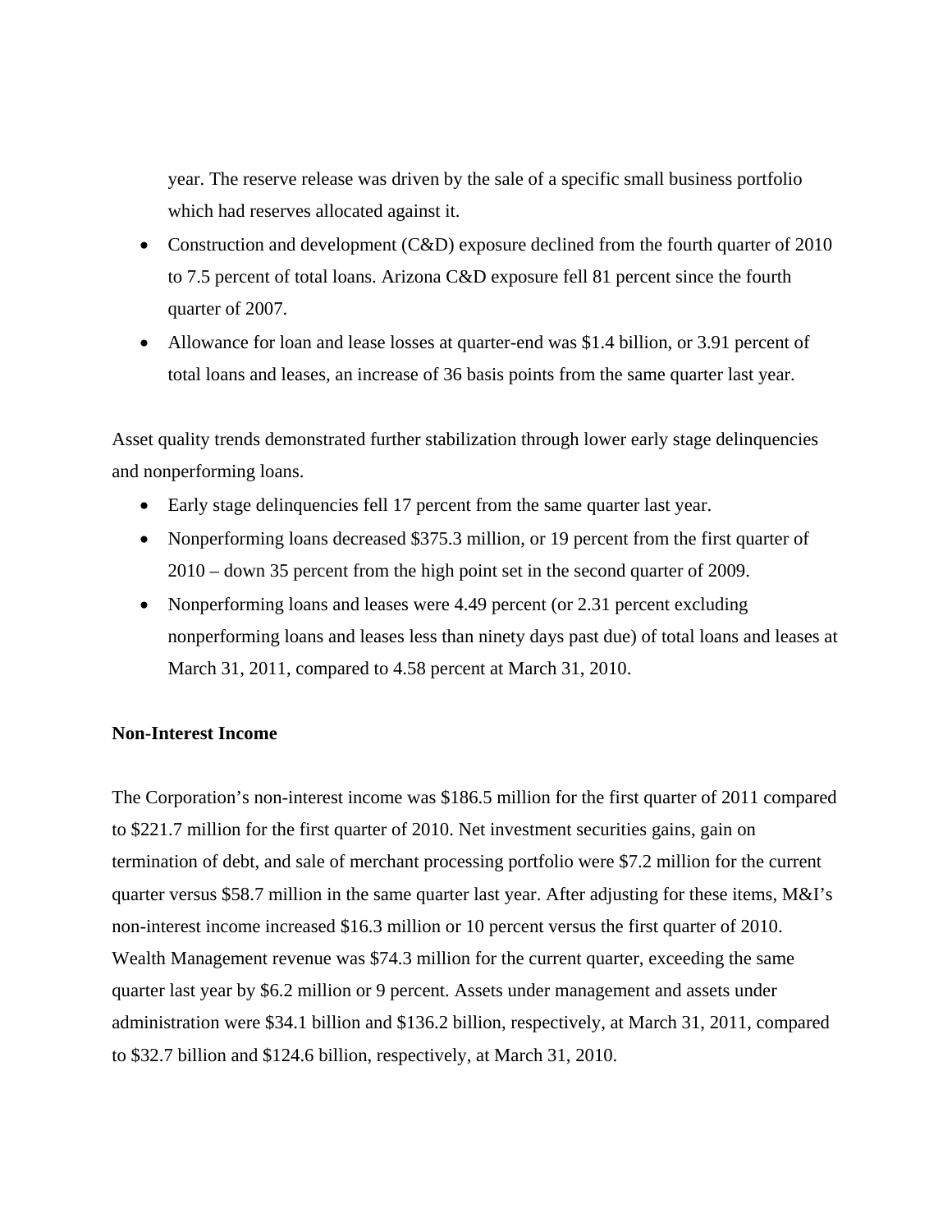year. The reserve release was driven by the sale of a specific small business portfolio which had reserves allocated against it.

- Construction and development (C&D) exposure declined from the fourth quarter of 2010 to 7.5 percent of total loans. Arizona C&D exposure fell 81 percent since the fourth quarter of 2007.
- Allowance for loan and lease losses at quarter-end was $1.4 billion, or 3.91 percent of total loans and leases, an increase of 36 basis points from the same quarter last year.

Asset quality trends demonstrated further stabilization through lower early stage delinquencies and nonperforming loans.

- Early stage delinquencies fell 17 percent from the same quarter last year.
- Nonperforming loans decreased $375.3 million, or 19 percent from the first quarter of 2010 – down 35 percent from the high point set in the second quarter of 2009.
- Nonperforming loans and leases were 4.49 percent (or 2.31 percent excluding nonperforming loans and leases less than ninety days past due) of total loans and leases at March 31, 2011, compared to 4.58 percent at March 31, 2010.

**Non-Interest Income**

The Corporation's non-interest income was $186.5 million for the first quarter of 2011 compared to $221.7 million for the first quarter of 2010. Net investment securities gains, gain on termination of debt, and sale of merchant processing portfolio were $7.2 million for the current quarter versus $58.7 million in the same quarter last year. After adjusting for these items, M&I's non-interest income increased $16.3 million or 10 percent versus the first quarter of 2010. Wealth Management revenue was $74.3 million for the current quarter, exceeding the same quarter last year by $6.2 million or 9 percent. Assets under management and assets under administration were $34.1 billion and $136.2 billion, respectively, at March 31, 2011, compared to $32.7 billion and $124.6 billion, respectively, at March 31, 2010.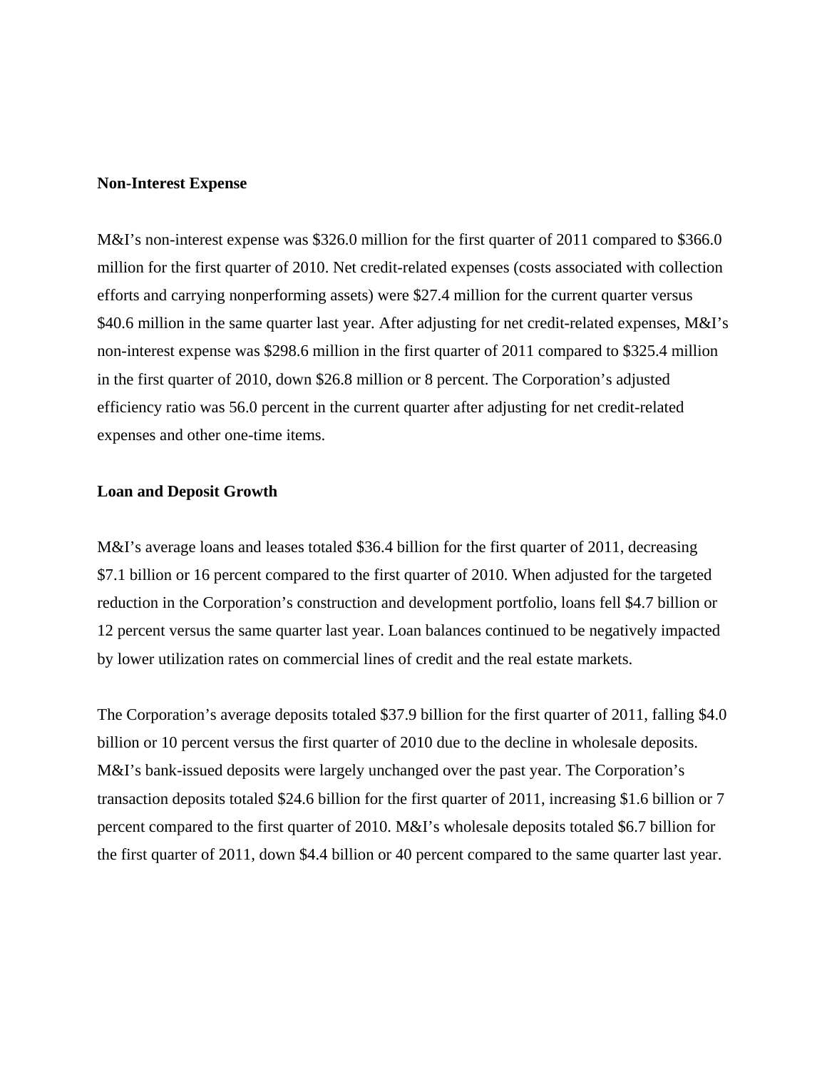**Non-Interest Expense**

M&I’s non-interest expense was $326.0 million for the first quarter of 2011 compared to $366.0 million for the first quarter of 2010. Net credit-related expenses (costs associated with collection efforts and carrying nonperforming assets) were $27.4 million for the current quarter versus $40.6 million in the same quarter last year. After adjusting for net credit-related expenses, M&I’s non-interest expense was $298.6 million in the first quarter of 2011 compared to $325.4 million in the first quarter of 2010, down $26.8 million or 8 percent. The Corporation’s adjusted efficiency ratio was 56.0 percent in the current quarter after adjusting for net credit-related expenses and other one-time items.

**Loan and Deposit Growth**

M&I’s average loans and leases totaled $36.4 billion for the first quarter of 2011, decreasing $7.1 billion or 16 percent compared to the first quarter of 2010. When adjusted for the targeted reduction in the Corporation’s construction and development portfolio, loans fell $4.7 billion or 12 percent versus the same quarter last year. Loan balances continued to be negatively impacted by lower utilization rates on commercial lines of credit and the real estate markets.

The Corporation’s average deposits totaled $37.9 billion for the first quarter of 2011, falling $4.0 billion or 10 percent versus the first quarter of 2010 due to the decline in wholesale deposits. M&I’s bank-issued deposits were largely unchanged over the past year. The Corporation’s transaction deposits totaled $24.6 billion for the first quarter of 2011, increasing $1.6 billion or 7 percent compared to the first quarter of 2010. M&I’s wholesale deposits totaled $6.7 billion for the first quarter of 2011, down $4.4 billion or 40 percent compared to the same quarter last year.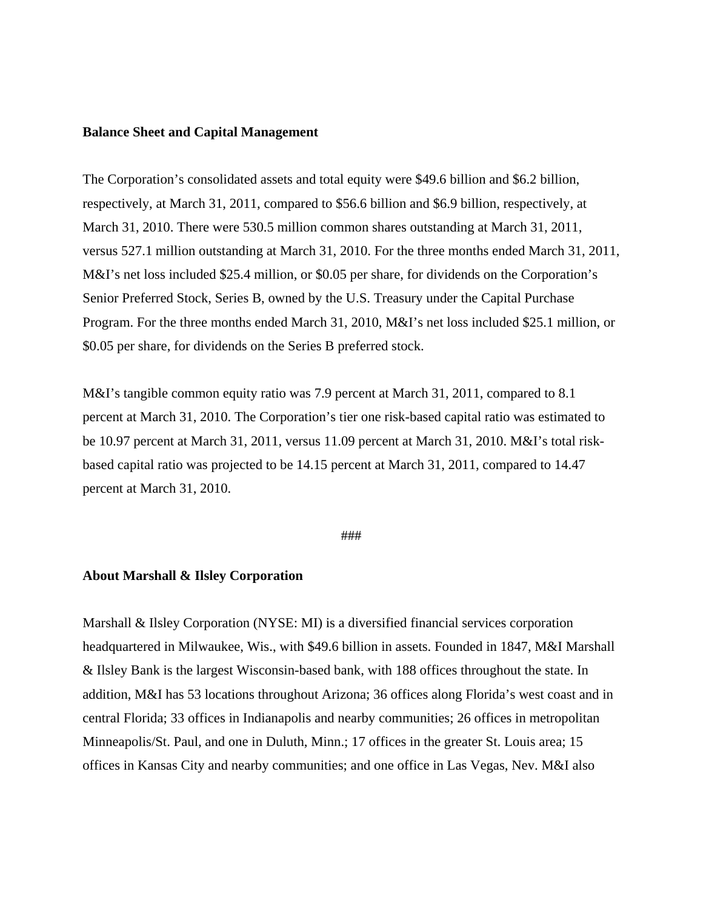**Balance Sheet and Capital Management**

The Corporation's consolidated assets and total equity were $49.6 billion and $6.2 billion, respectively, at March 31, 2011, compared to $56.6 billion and $6.9 billion, respectively, at March 31, 2010. There were 530.5 million common shares outstanding at March 31, 2011, versus 527.1 million outstanding at March 31, 2010. For the three months ended March 31, 2011, M&I's net loss included $25.4 million, or $0.05 per share, for dividends on the Corporation's Senior Preferred Stock, Series B, owned by the U.S. Treasury under the Capital Purchase Program. For the three months ended March 31, 2010, M&I's net loss included $25.1 million, or $0.05 per share, for dividends on the Series B preferred stock.

M&I's tangible common equity ratio was 7.9 percent at March 31, 2011, compared to 8.1 percent at March 31, 2010. The Corporation's tier one risk-based capital ratio was estimated to be 10.97 percent at March 31, 2011, versus 11.09 percent at March 31, 2010. M&I's total risk-based capital ratio was projected to be 14.15 percent at March 31, 2011, compared to 14.47 percent at March 31, 2010.

###

**About Marshall & Ilsley Corporation**

Marshall & Ilsley Corporation (NYSE: MI) is a diversified financial services corporation headquartered in Milwaukee, Wis., with $49.6 billion in assets. Founded in 1847, M&I Marshall & Ilsley Bank is the largest Wisconsin-based bank, with 188 offices throughout the state. In addition, M&I has 53 locations throughout Arizona; 36 offices along Florida's west coast and in central Florida; 33 offices in Indianapolis and nearby communities; 26 offices in metropolitan Minneapolis/St. Paul, and one in Duluth, Minn.; 17 offices in the greater St. Louis area; 15 offices in Kansas City and nearby communities; and one office in Las Vegas, Nev. M&I also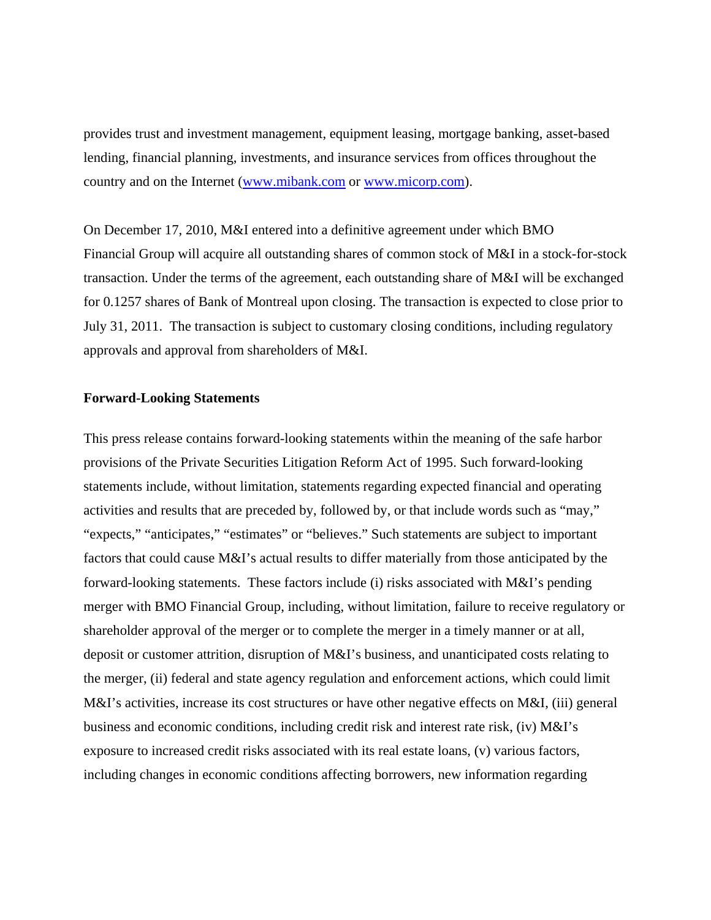provides trust and investment management, equipment leasing, mortgage banking, asset-based lending, financial planning, investments, and insurance services from offices throughout the country and on the Internet ([www.mibank.com](http://www.mibank.com) or [www.micorp.com](http://www.micorp.com)).

On December 17, 2010, M&I entered into a definitive agreement under which BMO Financial Group will acquire all outstanding shares of common stock of M&I in a stock-for-stock transaction. Under the terms of the agreement, each outstanding share of M&I will be exchanged for 0.1257 shares of Bank of Montreal upon closing. The transaction is expected to close prior to July 31, 2011. The transaction is subject to customary closing conditions, including regulatory approvals and approval from shareholders of M&I.

**Forward-Looking Statements**

This press release contains forward-looking statements within the meaning of the safe harbor provisions of the Private Securities Litigation Reform Act of 1995. Such forward-looking statements include, without limitation, statements regarding expected financial and operating activities and results that are preceded by, followed by, or that include words such as "may," "expects," "anticipates," "estimates" or "believes." Such statements are subject to important factors that could cause M&I's actual results to differ materially from those anticipated by the forward-looking statements. These factors include (i) risks associated with M&I's pending merger with BMO Financial Group, including, without limitation, failure to receive regulatory or shareholder approval of the merger or to complete the merger in a timely manner or at all, deposit or customer attrition, disruption of M&I's business, and unanticipated costs relating to the merger, (ii) federal and state agency regulation and enforcement actions, which could limit M&I's activities, increase its cost structures or have other negative effects on M&I, (iii) general business and economic conditions, including credit risk and interest rate risk, (iv) M&I's exposure to increased credit risks associated with its real estate loans, (v) various factors, including changes in economic conditions affecting borrowers, new information regarding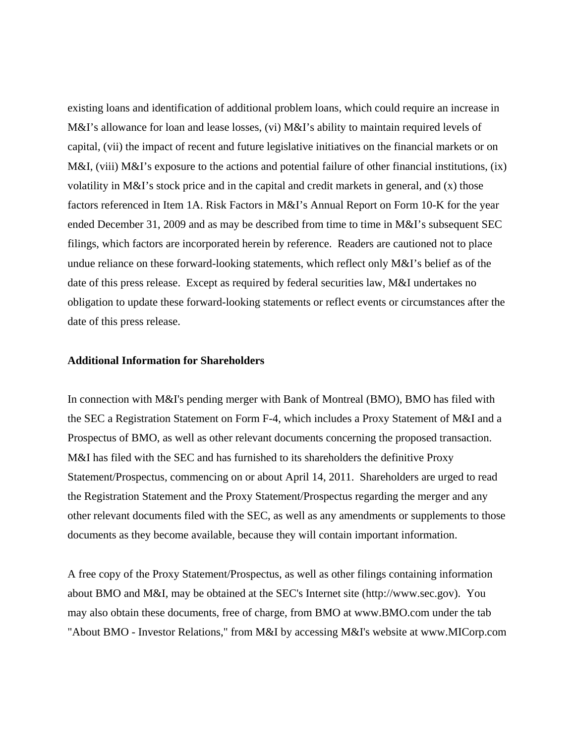existing loans and identification of additional problem loans, which could require an increase in M&I’s allowance for loan and lease losses, (vi) M&I’s ability to maintain required levels of capital, (vii) the impact of recent and future legislative initiatives on the financial markets or on M&I, (viii) M&I’s exposure to the actions and potential failure of other financial institutions, (ix) volatility in M&I’s stock price and in the capital and credit markets in general, and (x) those factors referenced in Item 1A. Risk Factors in M&I’s Annual Report on Form 10-K for the year ended December 31, 2009 and as may be described from time to time in M&I’s subsequent SEC filings, which factors are incorporated herein by reference. Readers are cautioned not to place undue reliance on these forward-looking statements, which reflect only M&I’s belief as of the date of this press release. Except as required by federal securities law, M&I undertakes no obligation to update these forward-looking statements or reflect events or circumstances after the date of this press release.

**Additional Information for Shareholders**

In connection with M&I's pending merger with Bank of Montreal (BMO), BMO has filed with the SEC a Registration Statement on Form F-4, which includes a Proxy Statement of M&I and a Prospectus of BMO, as well as other relevant documents concerning the proposed transaction. M&I has filed with the SEC and has furnished to its shareholders the definitive Proxy Statement/Prospectus, commencing on or about April 14, 2011. Shareholders are urged to read the Registration Statement and the Proxy Statement/Prospectus regarding the merger and any other relevant documents filed with the SEC, as well as any amendments or supplements to those documents as they become available, because they will contain important information.

A free copy of the Proxy Statement/Prospectus, as well as other filings containing information about BMO and M&I, may be obtained at the SEC's Internet site (http://www.sec.gov). You may also obtain these documents, free of charge, from BMO at www.BMO.com under the tab "About BMO - Investor Relations," from M&I by accessing M&I's website at www.MICorp.com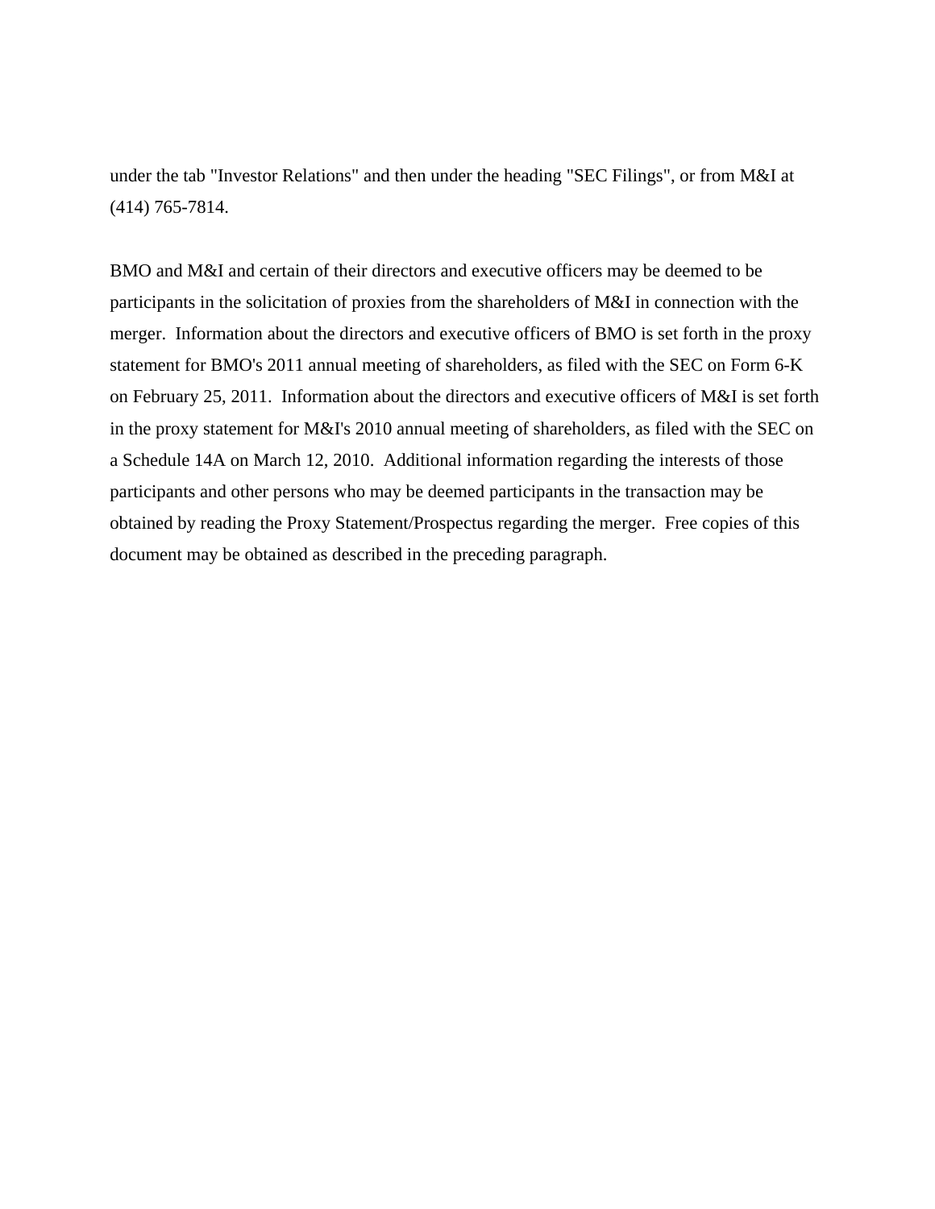under the tab "Investor Relations" and then under the heading "SEC Filings", or from M&I at (414) 765-7814.

BMO and M&I and certain of their directors and executive officers may be deemed to be participants in the solicitation of proxies from the shareholders of M&I in connection with the merger.  Information about the directors and executive officers of BMO is set forth in the proxy statement for BMO's 2011 annual meeting of shareholders, as filed with the SEC on Form 6-K on February 25, 2011.  Information about the directors and executive officers of M&I is set forth in the proxy statement for M&I's 2010 annual meeting of shareholders, as filed with the SEC on a Schedule 14A on March 12, 2010.  Additional information regarding the interests of those participants and other persons who may be deemed participants in the transaction may be obtained by reading the Proxy Statement/Prospectus regarding the merger.  Free copies of this document may be obtained as described in the preceding paragraph.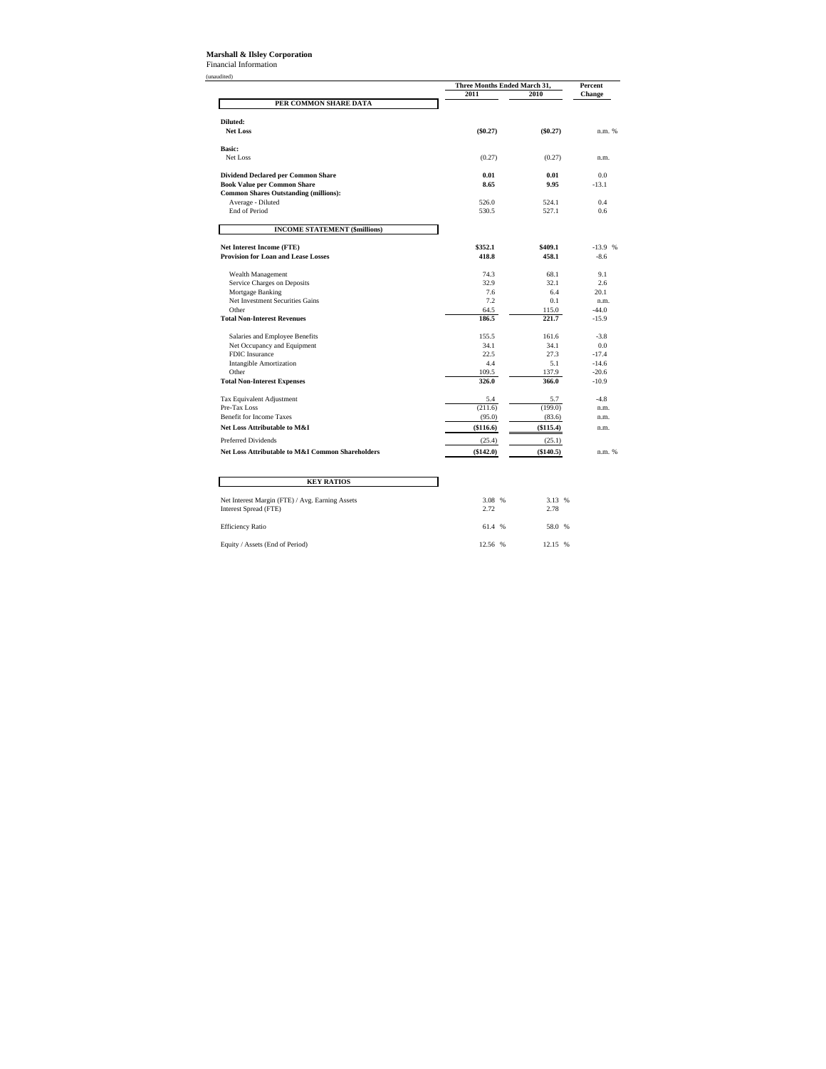**Marshall & Ilsley Corporation**
Financial Information

(unaudited)

| | Three Months Ended March 31, 2011 | 2010 | Percent Change |
|---|---|---|---|
| **PER COMMON SHARE DATA** | | | |
| **Diluted:** | | | |
| **Net Loss** | **($0.27)** | **($0.27)** | n.m. % |
| **Basic:** | | | |
| Net Loss | (0.27) | (0.27) | n.m. |
| **Dividend Declared per Common Share** | **0.01** | **0.01** | 0.0 |
| **Book Value per Common Share** | **8.65** | **9.95** | -13.1 |
| **Common Shares Outstanding (millions):** | | | |
| Average - Diluted | 526.0 | 524.1 | 0.4 |
| End of Period | 530.5 | 527.1 | 0.6 |
| **INCOME STATEMENT ($millions)** | | | |
| **Net Interest Income (FTE)** | **$352.1** | **$409.1** | -13.9 % |
| **Provision for Loan and Lease Losses** | **418.8** | **458.1** | -8.6 |
| Wealth Management | 74.3 | 68.1 | 9.1 |
| Service Charges on Deposits | 32.9 | 32.1 | 2.6 |
| Mortgage Banking | 7.6 | 6.4 | 20.1 |
| Net Investment Securities Gains | 7.2 | 0.1 | n.m. |
| Other | 64.5 | 115.0 | -44.0 |
| **Total Non-Interest Revenues** | **186.5** | **221.7** | -15.9 |
| Salaries and Employee Benefits | 155.5 | 161.6 | -3.8 |
| Net Occupancy and Equipment | 34.1 | 34.1 | 0.0 |
| FDIC Insurance | 22.5 | 27.3 | -17.4 |
| Intangible Amortization | 4.4 | 5.1 | -14.6 |
| Other | 109.5 | 137.9 | -20.6 |
| **Total Non-Interest Expenses** | **326.0** | **366.0** | -10.9 |
| Tax Equivalent Adjustment | 5.4 | 5.7 | -4.8 |
| Pre-Tax Loss | (211.6) | (199.0) | n.m. |
| Benefit for Income Taxes | (95.0) | (83.6) | n.m. |
| **Net Loss Attributable to M&I** | **($116.6)** | **($115.4)** | n.m. |
| Preferred Dividends | (25.4) | (25.1) | |
| **Net Loss Attributable to M&I Common Shareholders** | **($142.0)** | **($140.5)** | n.m. % |
| **KEY RATIOS** | | | |
| Net Interest Margin (FTE) / Avg. Earning Assets | 3.08 % | 3.13 % | |
| Interest Spread (FTE) | 2.72 | 2.78 | |
| Efficiency Ratio | 61.4 % | 58.0 % | |
| Equity / Assets (End of Period) | 12.56 % | 12.15 % | |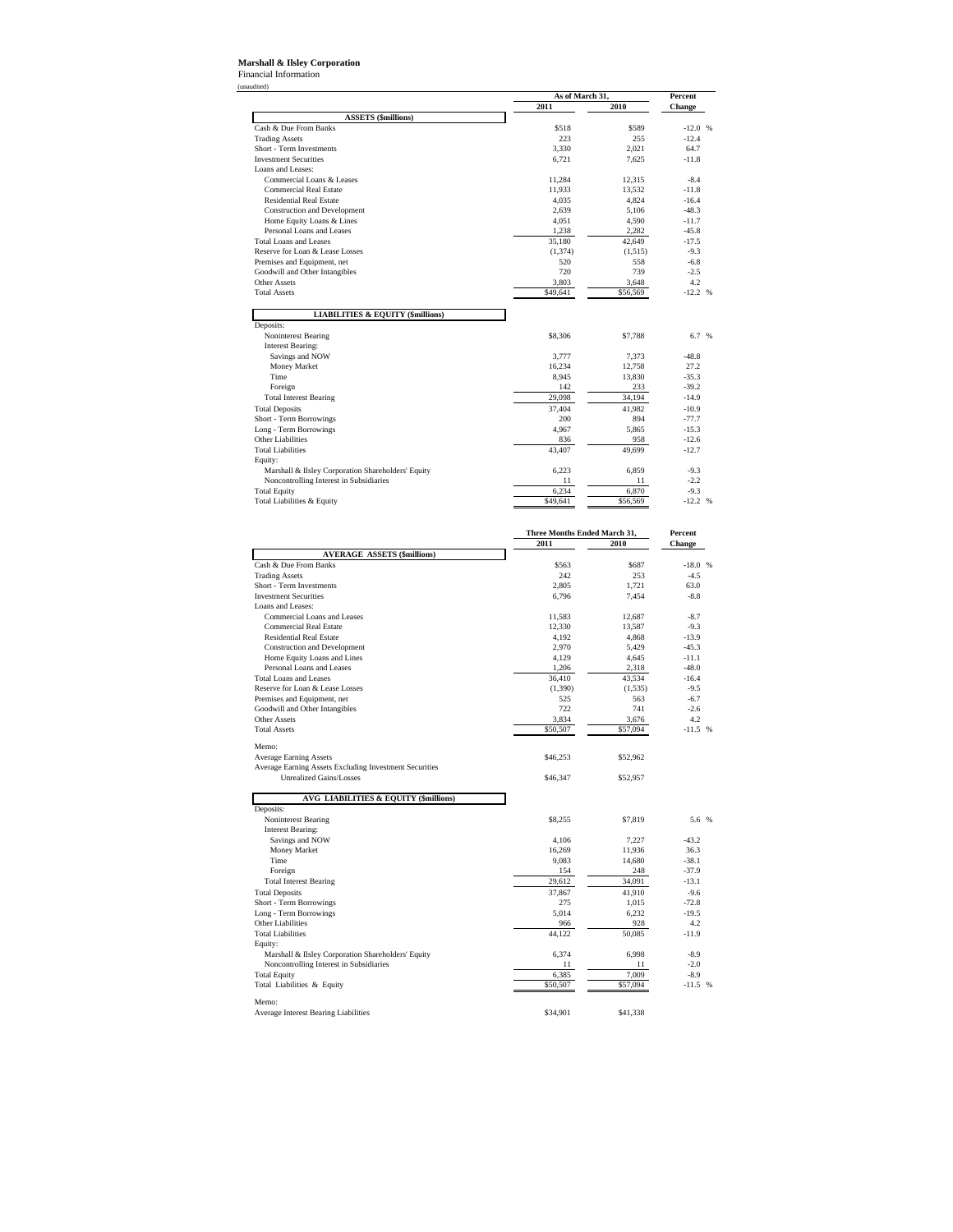**Marshall & Ilsley Corporation**

Financial Information

(unaudited)

| | As of March 31, | | Percent |
|---|---|---|---|
| | 2011 | 2010 | Change |
| **ASSETS ($millions)** | | | |
| Cash & Due From Banks | $518 | $589 | -12.0 % |
| Trading Assets | 223 | 255 | -12.4 |
| Short - Term Investments | 3,330 | 2,021 | 64.7 |
| Investment Securities | 6,721 | 7,625 | -11.8 |
| Loans and Leases: | | | |
| Commercial Loans & Leases | 11,284 | 12,315 | -8.4 |
| Commercial Real Estate | 11,933 | 13,532 | -11.8 |
| Residential Real Estate | 4,035 | 4,824 | -16.4 |
| Construction and Development | 2,639 | 5,106 | -48.3 |
| Home Equity Loans & Lines | 4,051 | 4,590 | -11.7 |
| Personal Loans and Leases | 1,238 | 2,282 | -45.8 |
| Total Loans and Leases | 35,180 | 42,649 | -17.5 |
| Reserve for Loan & Lease Losses | (1,374) | (1,515) | -9.3 |
| Premises and Equipment, net | 520 | 558 | -6.8 |
| Goodwill and Other Intangibles | 720 | 739 | -2.5 |
| Other Assets | 3,803 | 3,648 | 4.2 |
| Total Assets | $49,641 | $56,569 | -12.2 % |
| **LIABILITIES & EQUITY ($millions)** | | | |
| Deposits: | | | |
| Noninterest Bearing | $8,306 | $7,788 | 6.7 % |
| Interest Bearing: | | | |
| Savings and NOW | 3,777 | 7,373 | -48.8 |
| Money Market | 16,234 | 12,758 | 27.2 |
| Time | 8,945 | 13,830 | -35.3 |
| Foreign | 142 | 233 | -39.2 |
| Total Interest Bearing | 29,098 | 34,194 | -14.9 |
| Total Deposits | 37,404 | 41,982 | -10.9 |
| Short - Term Borrowings | 200 | 894 | -77.7 |
| Long - Term Borrowings | 4,967 | 5,865 | -15.3 |
| Other Liabilities | 836 | 958 | -12.6 |
| Total Liabilities | 43,407 | 49,699 | -12.7 |
| Equity: | | | |
| Marshall & Ilsley Corporation Shareholders' Equity | 6,223 | 6,859 | -9.3 |
| Noncontrolling Interest in Subsidiaries | 11 | 11 | -2.2 |
| Total Equity | 6,234 | 6,870 | -9.3 |
| Total Liabilities & Equity | $49,641 | $56,569 | -12.2 % |

| | Three Months Ended March 31, | | Percent |
|---|---|---|---|
| | 2011 | 2010 | Change |
| **AVERAGE ASSETS ($millions)** | | | |
| Cash & Due From Banks | $563 | $687 | -18.0 % |
| Trading Assets | 242 | 253 | -4.5 |
| Short - Term Investments | 2,805 | 1,721 | 63.0 |
| Investment Securities | 6,796 | 7,454 | -8.8 |
| Loans and Leases: | | | |
| Commercial Loans and Leases | 11,583 | 12,687 | -8.7 |
| Commercial Real Estate | 12,330 | 13,587 | -9.3 |
| Residential Real Estate | 4,192 | 4,868 | -13.9 |
| Construction and Development | 2,970 | 5,429 | -45.3 |
| Home Equity Loans and Lines | 4,129 | 4,645 | -11.1 |
| Personal Loans and Leases | 1,206 | 2,318 | -48.0 |
| Total Loans and Leases | 36,410 | 43,534 | -16.4 |
| Reserve for Loan & Lease Losses | (1,390) | (1,535) | -9.5 |
| Premises and Equipment, net | 525 | 563 | -6.7 |
| Goodwill and Other Intangibles | 722 | 741 | -2.6 |
| Other Assets | 3,834 | 3,676 | 4.2 |
| Total Assets | $50,507 | $57,094 | -11.5 % |
| Memo: | | | |
| Average Earning Assets | $46,253 | $52,962 | |
| Average Earning Assets Excluding Investment Securities Unrealized Gains/Losses | $46,347 | $52,957 | |
| **AVG LIABILITIES & EQUITY ($millions)** | | | |
| Deposits: | | | |
| Noninterest Bearing | $8,255 | $7,819 | 5.6 % |
| Interest Bearing: | | | |
| Savings and NOW | 4,106 | 7,227 | -43.2 |
| Money Market | 16,269 | 11,936 | 36.3 |
| Time | 9,083 | 14,680 | -38.1 |
| Foreign | 154 | 248 | -37.9 |
| Total Interest Bearing | 29,612 | 34,091 | -13.1 |
| Total Deposits | 37,867 | 41,910 | -9.6 |
| Short - Term Borrowings | 275 | 1,015 | -72.8 |
| Long - Term Borrowings | 5,014 | 6,232 | -19.5 |
| Other Liabilities | 966 | 928 | 4.2 |
| Total Liabilities | 44,122 | 50,085 | -11.9 |
| Equity: | | | |
| Marshall & Ilsley Corporation Shareholders' Equity | 6,374 | 6,998 | -8.9 |
| Noncontrolling Interest in Subsidiaries | 11 | 11 | -2.0 |
| Total Equity | 6,385 | 7,009 | -8.9 |
| Total Liabilities & Equity | $50,507 | $57,094 | -11.5 % |
| Memo: | | | |
| Average Interest Bearing Liabilities | $34,901 | $41,338 | |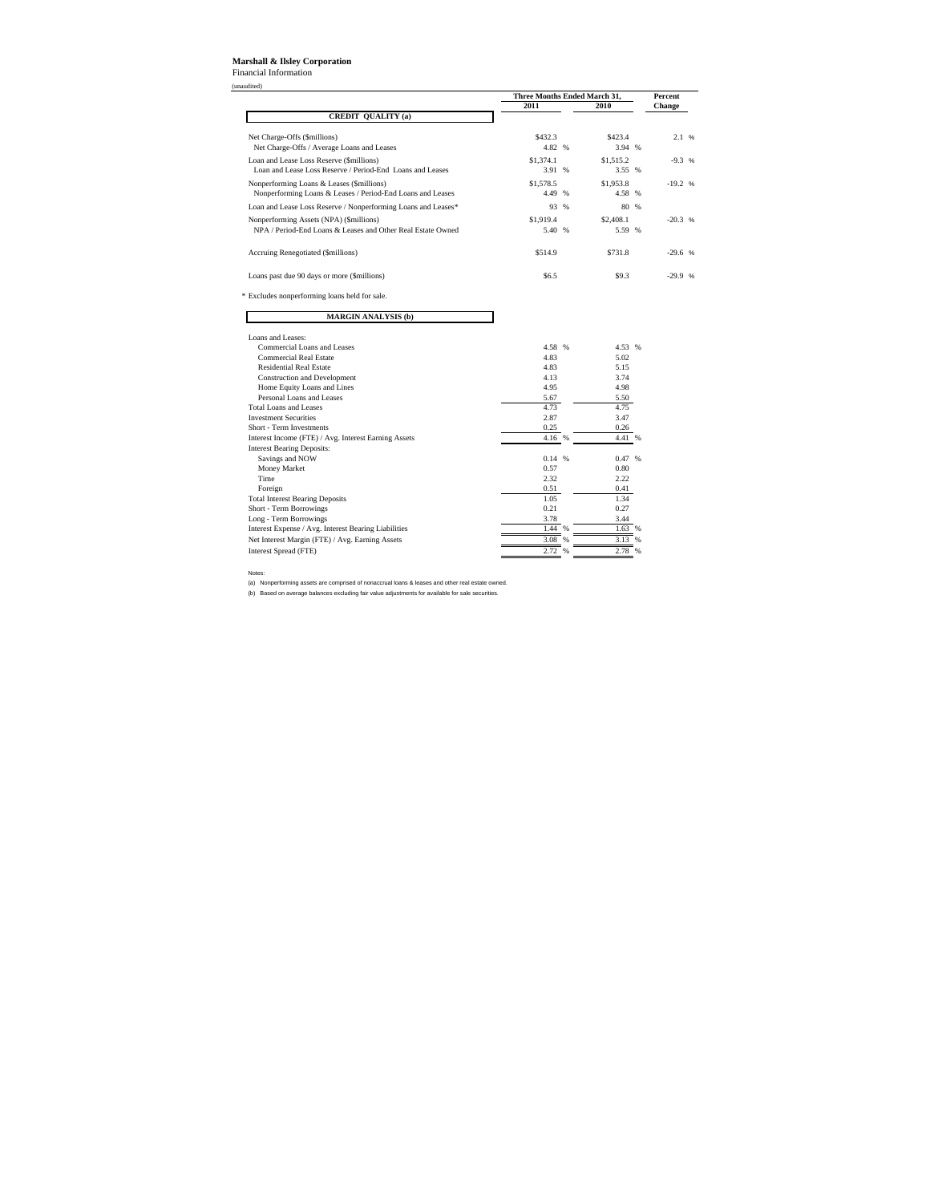**Marshall & Ilsley Corporation**

Financial Information

(unaudited)

| | Three Months Ended March 31, 2011 | 2010 | Percent Change |
|---|---|---|---|
| **CREDIT QUALITY (a)** | | | |
| Net Charge-Offs ($millions) | $432.3 | $423.4 | 2.1 % |
| Net Charge-Offs / Average Loans and Leases | 4.82 % | 3.94 % | |
| Loan and Lease Loss Reserve ($millions) | $1,374.1 | $1,515.2 | -9.3 % |
| Loan and Lease Loss Reserve / Period-End Loans and Leases | 3.91 % | 3.55 % | |
| Nonperforming Loans & Leases ($millions) | $1,578.5 | $1,953.8 | -19.2 % |
| Nonperforming Loans & Leases / Period-End Loans and Leases | 4.49 % | 4.58 % | |
| Loan and Lease Loss Reserve / Nonperforming Loans and Leases* | 93 % | 80 % | |
| Nonperforming Assets (NPA) ($millions) | $1,919.4 | $2,408.1 | -20.3 % |
| NPA / Period-End Loans & Leases and Other Real Estate Owned | 5.40 % | 5.59 % | |
| Accruing Renegotiated ($millions) | $514.9 | $731.8 | -29.6 % |
| Loans past due 90 days or more ($millions) | $6.5 | $9.3 | -29.9 % |

* Excludes nonperforming loans held for sale.

| | 2011 | 2010 |
|---|---|---|
| **MARGIN ANALYSIS (b)** | | |
| Loans and Leases: | | |
| Commercial Loans and Leases | 4.58 % | 4.53 % |
| Commercial Real Estate | 4.83 | 5.02 |
| Residential Real Estate | 4.83 | 5.15 |
| Construction and Development | 4.13 | 3.74 |
| Home Equity Loans and Lines | 4.95 | 4.98 |
| Personal Loans and Leases | 5.67 | 5.50 |
| Total Loans and Leases | 4.73 | 4.75 |
| Investment Securities | 2.87 | 3.47 |
| Short - Term Investments | 0.25 | 0.26 |
| Interest Income (FTE) / Avg. Interest Earning Assets | 4.16 % | 4.41 % |
| Interest Bearing Deposits: | | |
| Savings and NOW | 0.14 % | 0.47 % |
| Money Market | 0.57 | 0.80 |
| Time | 2.32 | 2.22 |
| Foreign | 0.51 | 0.41 |
| Total Interest Bearing Deposits | 1.05 | 1.34 |
| Short - Term Borrowings | 0.21 | 0.27 |
| Long - Term Borrowings | 3.78 | 3.44 |
| Interest Expense / Avg. Interest Bearing Liabilities | 1.44 % | 1.63 % |
| Net Interest Margin (FTE) / Avg. Earning Assets | 3.08 % | 3.13 % |
| Interest Spread (FTE) | 2.72 % | 2.78 % |

Notes:

(a) Nonperforming assets are comprised of nonaccrual loans & leases and other real estate owned.

(b) Based on average balances excluding fair value adjustments for available for sale securities.